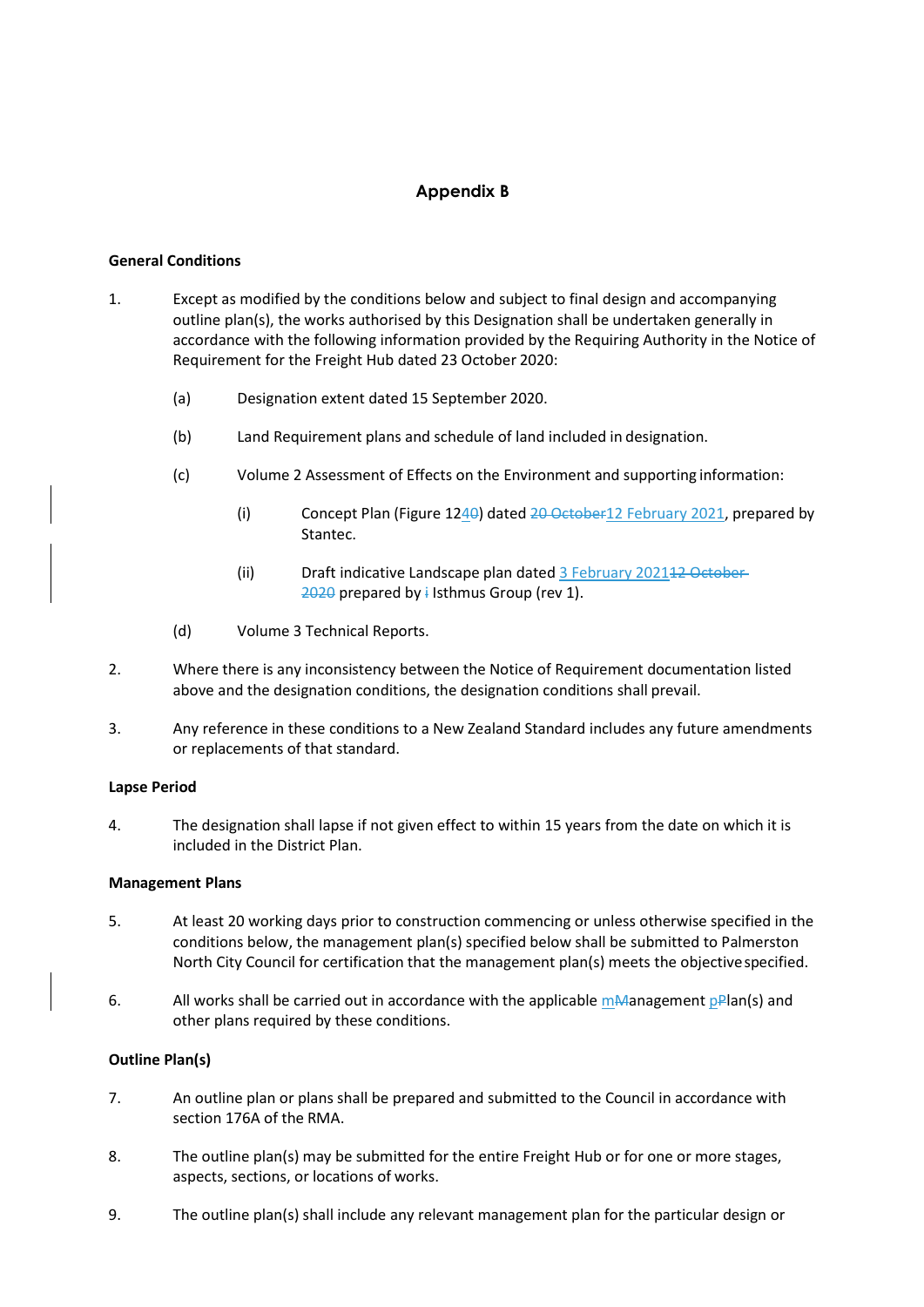## Appendix B

**General Conditions**

1. Except as modified by the conditions below and subject to final design and accompanying outline plan(s), the works authorised by this Designation shall be undertaken generally in accordance with the following information provided by the Requiring Authority in the Notice of Requirement for the Freight Hub dated 23 October 2020:

   (a) Designation extent dated 15 September 2020.

   (b) Land Requirement plans and schedule of land included in designation.

   (c) Volume 2 Assessment of Effects on the Environment and supporting information:

      (i) Concept Plan (Figure 124~~0~~) dated ~~20 October~~12 February 2021, prepared by Stantec.

      (ii) Draft indicative Landscape plan dated 3 February 2021~~12 October 2020~~ prepared by ~~i~~ Isthmus Group (rev 1).

   (d) Volume 3 Technical Reports.

2. Where there is any inconsistency between the Notice of Requirement documentation listed above and the designation conditions, the designation conditions shall prevail.

3. Any reference in these conditions to a New Zealand Standard includes any future amendments or replacements of that standard.

**Lapse Period**

4. The designation shall lapse if not given effect to within 15 years from the date on which it is included in the District Plan.

**Management Plans**

5. At least 20 working days prior to construction commencing or unless otherwise specified in the conditions below, the management plan(s) specified below shall be submitted to Palmerston North City Council for certification that the management plan(s) meets the objective specified.

6. All works shall be carried out in accordance with the applicable m~~M~~anagement p~~P~~lan(s) and other plans required by these conditions.

**Outline Plan(s)**

7. An outline plan or plans shall be prepared and submitted to the Council in accordance with section 176A of the RMA.

8. The outline plan(s) may be submitted for the entire Freight Hub or for one or more stages, aspects, sections, or locations of works.

9. The outline plan(s) shall include any relevant management plan for the particular design or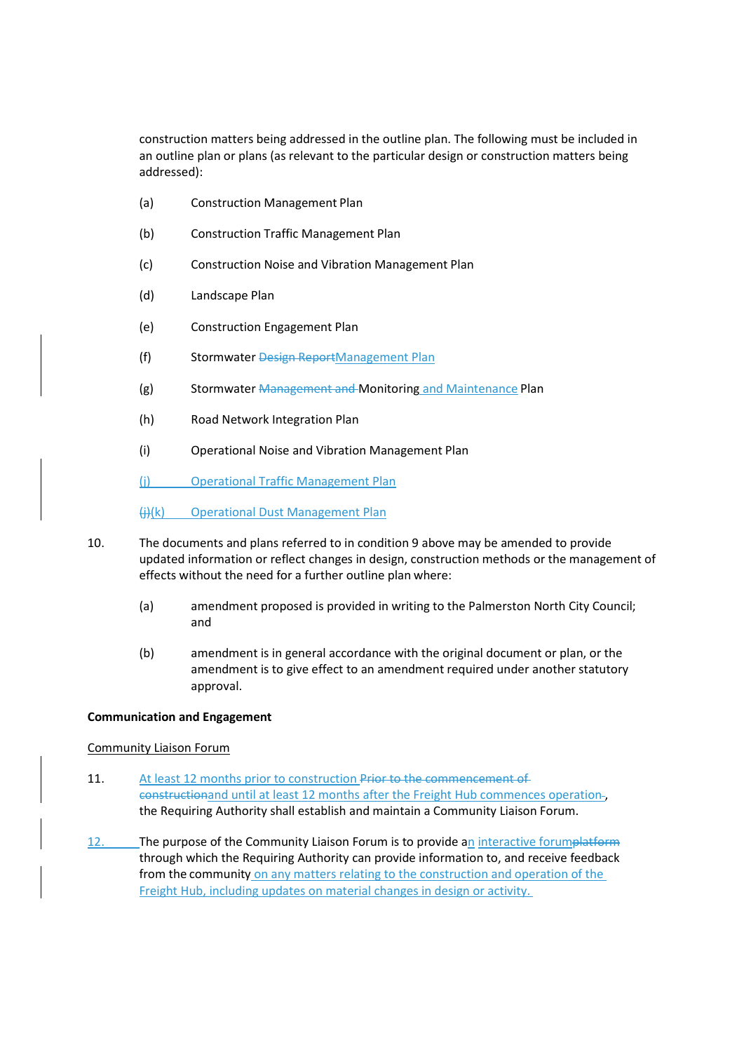construction matters being addressed in the outline plan. The following must be included in an outline plan or plans (as relevant to the particular design or construction matters being addressed):

(a) Construction Management Plan

(b) Construction Traffic Management Plan

(c) Construction Noise and Vibration Management Plan

(d) Landscape Plan

(e) Construction Engagement Plan

(f) Stormwater ~~Design Report~~Management Plan

(g) Stormwater ~~Management and~~ Monitoring and Maintenance Plan

(h) Road Network Integration Plan

(i) Operational Noise and Vibration Management Plan

(j) Operational Traffic Management Plan

~~(j)~~(k) Operational Dust Management Plan

10. The documents and plans referred to in condition 9 above may be amended to provide updated information or reflect changes in design, construction methods or the management of effects without the need for a further outline plan where:

    (a) amendment proposed is provided in writing to the Palmerston North City Council; and

    (b) amendment is in general accordance with the original document or plan, or the amendment is to give effect to an amendment required under another statutory approval.

**Communication and Engagement**

Community Liaison Forum

11. At least 12 months prior to construction ~~Prior to the commencement of construction~~and until at least 12 months after the Freight Hub commences operation~~.~~, the Requiring Authority shall establish and maintain a Community Liaison Forum.

12. The purpose of the Community Liaison Forum is to provide an interactive forum~~platform~~ through which the Requiring Authority can provide information to, and receive feedback from the community on any matters relating to the construction and operation of the Freight Hub, including updates on material changes in design or activity.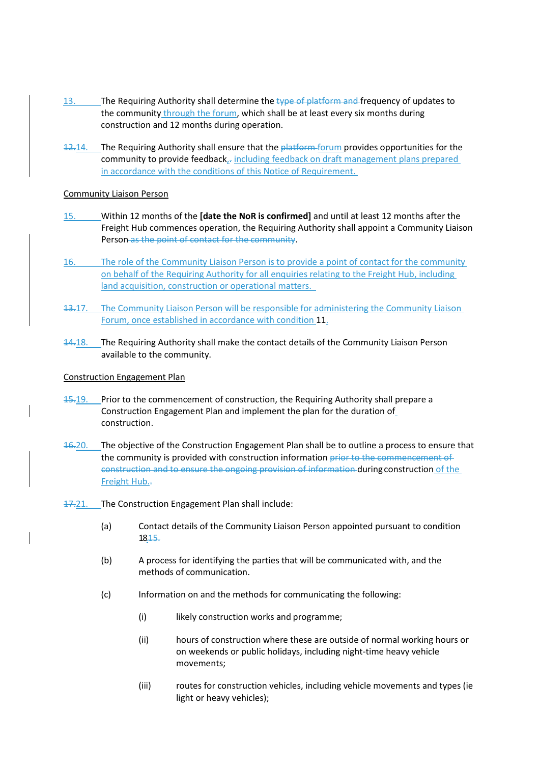13. The Requiring Authority shall determine the ~~type of platform and~~ frequency of updates to the community through the forum, which shall be at least every six months during construction and 12 months during operation.

~~12.~~14. The Requiring Authority shall ensure that the ~~platform~~ forum provides opportunities for the community to provide feedback, ~~.~~ including feedback on draft management plans prepared in accordance with the conditions of this Notice of Requirement.

Community Liaison Person

15. Within 12 months of the **[date the NoR is confirmed]** and until at least 12 months after the Freight Hub commences operation, the Requiring Authority shall appoint a Community Liaison Person ~~as the point of contact for the community~~.

16. The role of the Community Liaison Person is to provide a point of contact for the community on behalf of the Requiring Authority for all enquiries relating to the Freight Hub, including land acquisition, construction or operational matters.

~~13.~~17. The Community Liaison Person will be responsible for administering the Community Liaison Forum, once established in accordance with condition 11.

~~14.~~18. The Requiring Authority shall make the contact details of the Community Liaison Person available to the community.

Construction Engagement Plan

~~15.~~19. Prior to the commencement of construction, the Requiring Authority shall prepare a Construction Engagement Plan and implement the plan for the duration of construction.

~~16.~~20. The objective of the Construction Engagement Plan shall be to outline a process to ensure that the community is provided with construction information ~~prior to the commencement of construction and to ensure the ongoing provision of information~~ during construction of the Freight Hub. ~~.~~

~~17.~~21. The Construction Engagement Plan shall include:

(a) Contact details of the Community Liaison Person appointed pursuant to condition 18~~15.~~

(b) A process for identifying the parties that will be communicated with, and the methods of communication.

(c) Information on and the methods for communicating the following:

(i) likely construction works and programme;

(ii) hours of construction where these are outside of normal working hours or on weekends or public holidays, including night-time heavy vehicle movements;

(iii) routes for construction vehicles, including vehicle movements and types (ie light or heavy vehicles);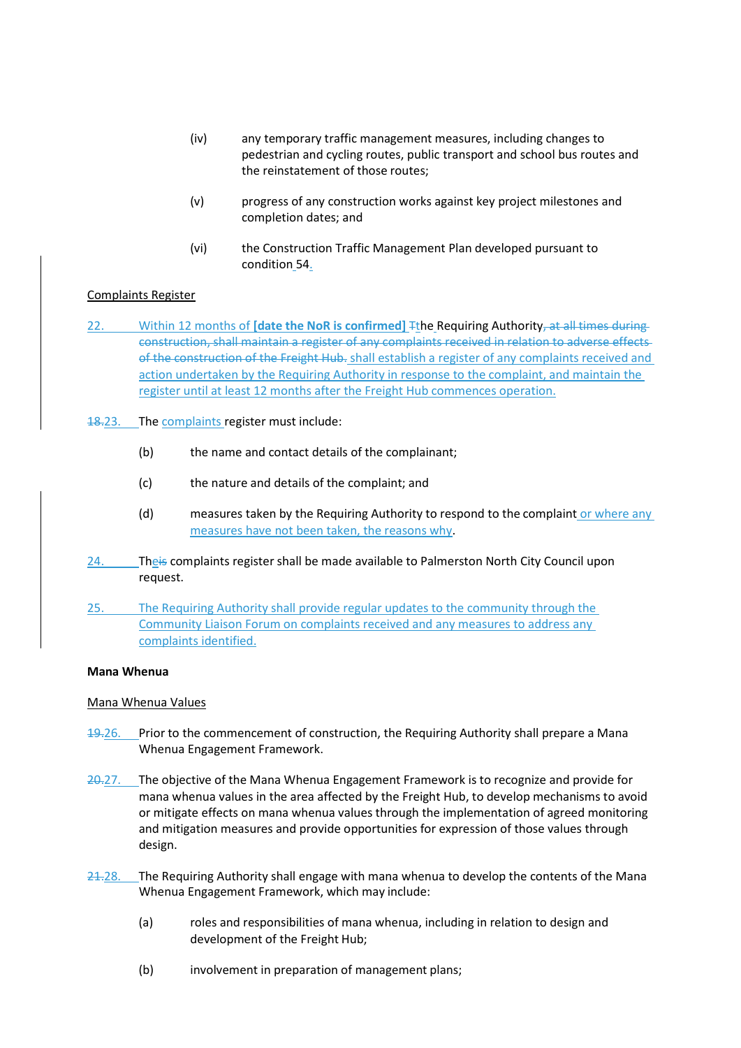(iv) any temporary traffic management measures, including changes to pedestrian and cycling routes, public transport and school bus routes and the reinstatement of those routes;

(v) progress of any construction works against key project milestones and completion dates; and

(vi) the Construction Traffic Management Plan developed pursuant to condition 54.

Complaints Register

22. Within 12 months of **[date the NoR is confirmed]** ~~T~~the Requiring Authority~~, at all times during construction, shall maintain a register of any complaints received in relation to adverse effects of the construction of the Freight Hub.~~ shall establish a register of any complaints received and action undertaken by the Requiring Authority in response to the complaint, and maintain the register until at least 12 months after the Freight Hub commences operation.

~~18.~~23. The complaints register must include:

(b) the name and contact details of the complainant;

(c) the nature and details of the complaint; and

(d) measures taken by the Requiring Authority to respond to the complaint or where any measures have not been taken, the reasons why.

24. Th~~is~~e complaints register shall be made available to Palmerston North City Council upon request.

25. The Requiring Authority shall provide regular updates to the community through the Community Liaison Forum on complaints received and any measures to address any complaints identified.

**Mana Whenua**

Mana Whenua Values

~~19.~~26. Prior to the commencement of construction, the Requiring Authority shall prepare a Mana Whenua Engagement Framework.

~~20.~~27. The objective of the Mana Whenua Engagement Framework is to recognize and provide for mana whenua values in the area affected by the Freight Hub, to develop mechanisms to avoid or mitigate effects on mana whenua values through the implementation of agreed monitoring and mitigation measures and provide opportunities for expression of those values through design.

~~21.~~28. The Requiring Authority shall engage with mana whenua to develop the contents of the Mana Whenua Engagement Framework, which may include:

(a) roles and responsibilities of mana whenua, including in relation to design and development of the Freight Hub;

(b) involvement in preparation of management plans;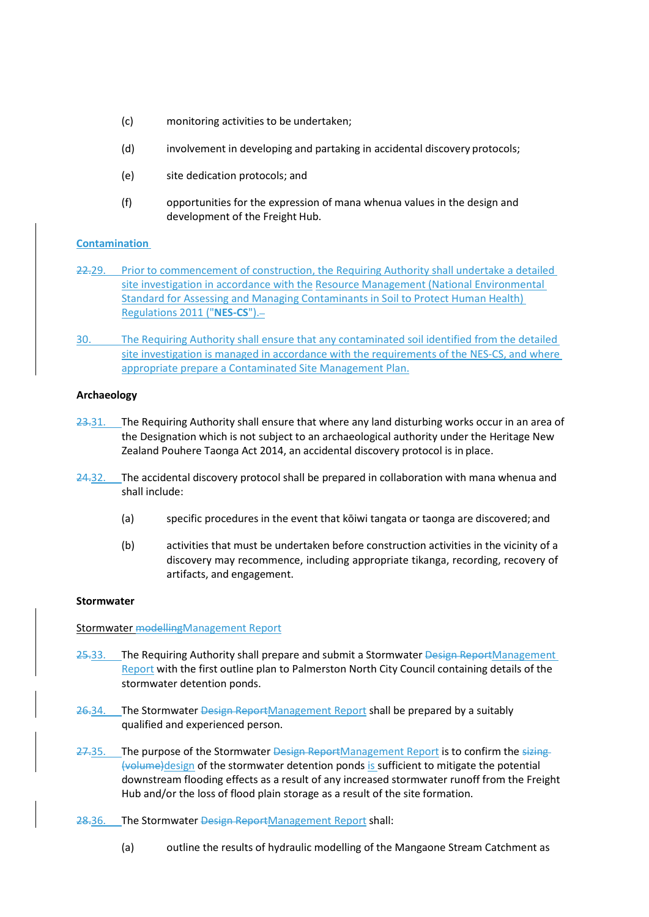(c) monitoring activities to be undertaken;

(d) involvement in developing and partaking in accidental discovery protocols;

(e) site dedication protocols; and

(f) opportunities for the expression of mana whenua values in the design and development of the Freight Hub.

**Contamination**

~~22.~~29. Prior to commencement of construction, the Requiring Authority shall undertake a detailed site investigation in accordance with the Resource Management (National Environmental Standard for Assessing and Managing Contaminants in Soil to Protect Human Health) Regulations 2011 ("**NES-CS**").

30. The Requiring Authority shall ensure that any contaminated soil identified from the detailed site investigation is managed in accordance with the requirements of the NES-CS, and where appropriate prepare a Contaminated Site Management Plan.

**Archaeology**

~~23.~~31. The Requiring Authority shall ensure that where any land disturbing works occur in an area of the Designation which is not subject to an archaeological authority under the Heritage New Zealand Pouhere Taonga Act 2014, an accidental discovery protocol is in place.

~~24.~~32. The accidental discovery protocol shall be prepared in collaboration with mana whenua and shall include:

(a) specific procedures in the event that kōiwi tangata or taonga are discovered; and

(b) activities that must be undertaken before construction activities in the vicinity of a discovery may recommence, including appropriate tikanga, recording, recovery of artifacts, and engagement.

**Stormwater**

Stormwater ~~modelling~~Management Report

~~25.~~33. The Requiring Authority shall prepare and submit a Stormwater ~~Design Report~~Management Report with the first outline plan to Palmerston North City Council containing details of the stormwater detention ponds.

~~26.~~34. The Stormwater ~~Design Report~~Management Report shall be prepared by a suitably qualified and experienced person.

~~27.~~35. The purpose of the Stormwater ~~Design Report~~Management Report is to confirm the ~~sizing (volume)~~design of the stormwater detention ponds is sufficient to mitigate the potential downstream flooding effects as a result of any increased stormwater runoff from the Freight Hub and/or the loss of flood plain storage as a result of the site formation.

~~28.~~36. The Stormwater ~~Design Report~~Management Report shall:

(a) outline the results of hydraulic modelling of the Mangaone Stream Catchment as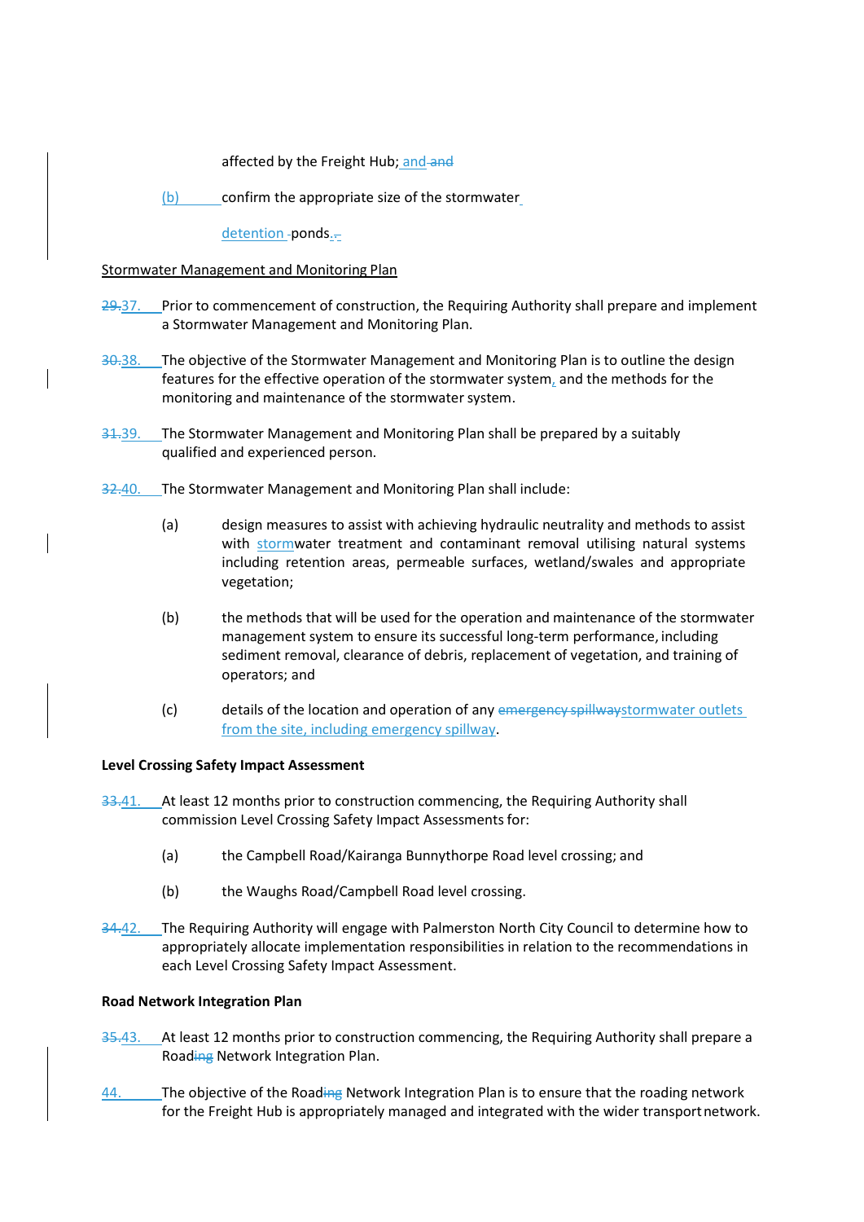affected by the Freight Hub; and ~~and~~

(b) confirm the appropriate size of the stormwater detention ponds.

Stormwater Management and Monitoring Plan

~~29.~~37. Prior to commencement of construction, the Requiring Authority shall prepare and implement a Stormwater Management and Monitoring Plan.

~~30.~~38. The objective of the Stormwater Management and Monitoring Plan is to outline the design features for the effective operation of the stormwater system, and the methods for the monitoring and maintenance of the stormwater system.

~~31.~~39. The Stormwater Management and Monitoring Plan shall be prepared by a suitably qualified and experienced person.

~~32.~~40. The Stormwater Management and Monitoring Plan shall include:

(a) design measures to assist with achieving hydraulic neutrality and methods to assist with stormwater treatment and contaminant removal utilising natural systems including retention areas, permeable surfaces, wetland/swales and appropriate vegetation;

(b) the methods that will be used for the operation and maintenance of the stormwater management system to ensure its successful long-term performance, including sediment removal, clearance of debris, replacement of vegetation, and training of operators; and

(c) details of the location and operation of any ~~emergency spillway~~stormwater outlets from the site, including emergency spillway.

**Level Crossing Safety Impact Assessment**

~~33.~~41. At least 12 months prior to construction commencing, the Requiring Authority shall commission Level Crossing Safety Impact Assessments for:

(a) the Campbell Road/Kairanga Bunnythorpe Road level crossing; and

(b) the Waughs Road/Campbell Road level crossing.

~~34.~~42. The Requiring Authority will engage with Palmerston North City Council to determine how to appropriately allocate implementation responsibilities in relation to the recommendations in each Level Crossing Safety Impact Assessment.

**Road Network Integration Plan**

~~35.~~43. At least 12 months prior to construction commencing, the Requiring Authority shall prepare a Road~~ing~~ Network Integration Plan.

44. The objective of the Road~~ing~~ Network Integration Plan is to ensure that the roading network for the Freight Hub is appropriately managed and integrated with the wider transport network.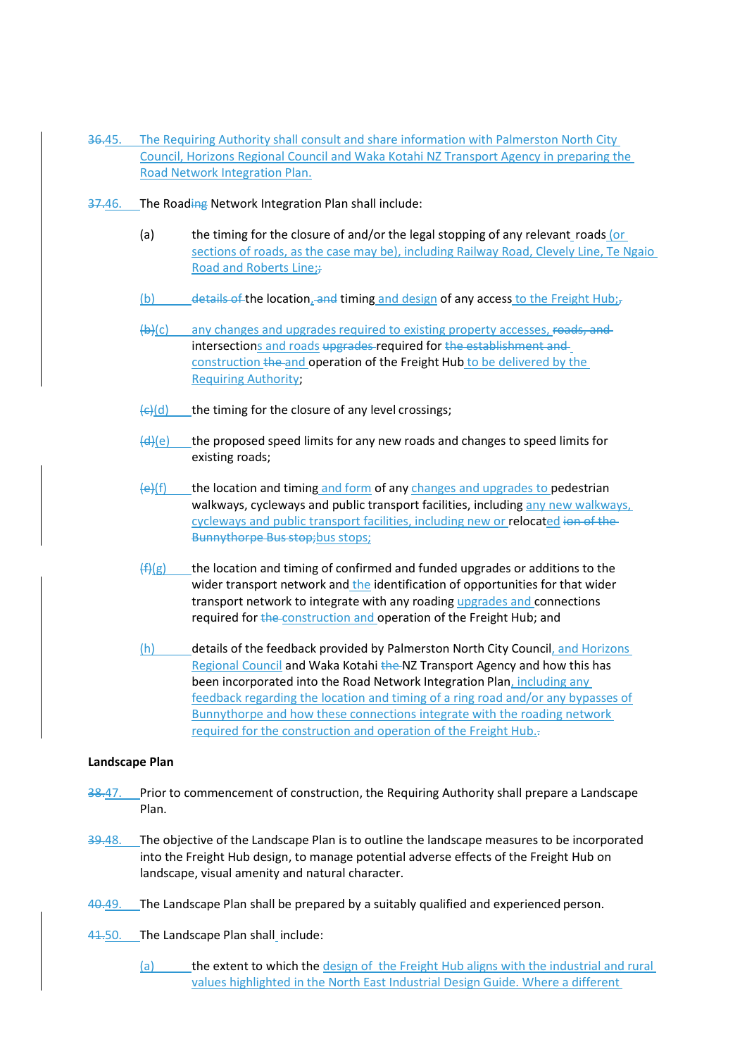~~36.~~45. The Requiring Authority shall consult and share information with Palmerston North City Council, Horizons Regional Council and Waka Kotahi NZ Transport Agency in preparing the Road Network Integration Plan.

~~37.~~46. The Road~~ing~~ Network Integration Plan shall include:

(a) the timing for the closure of and/or the legal stopping of any relevant roads (or sections of roads, as the case may be), including Railway Road, Clevely Line, Te Ngaio Road and Roberts Line;~~;~~

(b) ~~details of~~ the location, ~~and~~ timing and design of any access to the Freight Hub;~~,~~

~~(b)~~(c) any changes and upgrades required to existing property accesses, ~~roads, and~~ intersections and roads ~~upgrades~~ required for ~~the establishment and~~ construction ~~the~~ and operation of the Freight Hub to be delivered by the Requiring Authority;

~~(c)~~(d) the timing for the closure of any level crossings;

~~(d)~~(e) the proposed speed limits for any new roads and changes to speed limits for existing roads;

~~(e)~~(f) the location and timing and form of any changes and upgrades to pedestrian walkways, cycleways and public transport facilities, including any new walkways, cycleways and public transport facilities, including new or relocated ~~ion of the Bunnythorpe Bus stop;~~bus stops;

~~(f)~~(g) the location and timing of confirmed and funded upgrades or additions to the wider transport network and the identification of opportunities for that wider transport network to integrate with any roading upgrades and connections required for ~~the~~ construction and operation of the Freight Hub; and

(h) details of the feedback provided by Palmerston North City Council, and Horizons Regional Council and Waka Kotahi ~~the~~ NZ Transport Agency and how this has been incorporated into the Road Network Integration Plan, including any feedback regarding the location and timing of a ring road and/or any bypasses of Bunnythorpe and how these connections integrate with the roading network required for the construction and operation of the Freight Hub.~~.~~

**Landscape Plan**

~~38.~~47. Prior to commencement of construction, the Requiring Authority shall prepare a Landscape Plan.

~~39.~~48. The objective of the Landscape Plan is to outline the landscape measures to be incorporated into the Freight Hub design, to manage potential adverse effects of the Freight Hub on landscape, visual amenity and natural character.

~~40.~~49. The Landscape Plan shall be prepared by a suitably qualified and experienced person.

~~41.~~50. The Landscape Plan shall include:

(a) the extent to which the design of the Freight Hub aligns with the industrial and rural values highlighted in the North East Industrial Design Guide. Where a different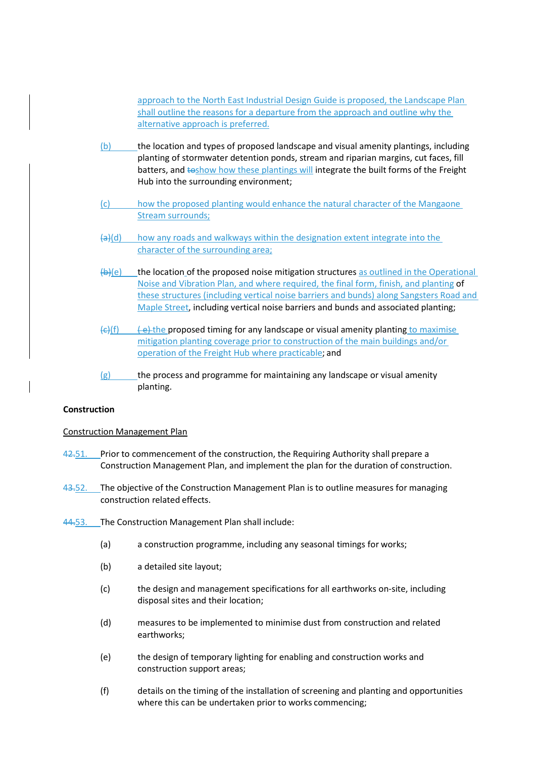approach to the North East Industrial Design Guide is proposed, the Landscape Plan shall outline the reasons for a departure from the approach and outline why the alternative approach is preferred.

(b) the location and types of proposed landscape and visual amenity plantings, including planting of stormwater detention ponds, stream and riparian margins, cut faces, fill batters, and ~~to~~show how these plantings will integrate the built forms of the Freight Hub into the surrounding environment;

(c) how the proposed planting would enhance the natural character of the Mangaone Stream surrounds;

~~(a)~~(d) how any roads and walkways within the designation extent integrate into the character of the surrounding area;

~~(b)~~(e) the location of the proposed noise mitigation structures as outlined in the Operational Noise and Vibration Plan, and where required, the final form, finish, and planting of these structures (including vertical noise barriers and bunds) along Sangsters Road and Maple Street, including vertical noise barriers and bunds and associated planting;

~~(c)~~(f) ~~( e)~~ the proposed timing for any landscape or visual amenity planting to maximise mitigation planting coverage prior to construction of the main buildings and/or operation of the Freight Hub where practicable; and

(g) the process and programme for maintaining any landscape or visual amenity planting.

**Construction**

Construction Management Plan

~~42.~~51. Prior to commencement of the construction, the Requiring Authority shall prepare a Construction Management Plan, and implement the plan for the duration of construction.

~~43.~~52. The objective of the Construction Management Plan is to outline measures for managing construction related effects.

~~44.~~53. The Construction Management Plan shall include:

(a) a construction programme, including any seasonal timings for works;

(b) a detailed site layout;

(c) the design and management specifications for all earthworks on-site, including disposal sites and their location;

(d) measures to be implemented to minimise dust from construction and related earthworks;

(e) the design of temporary lighting for enabling and construction works and construction support areas;

(f) details on the timing of the installation of screening and planting and opportunities where this can be undertaken prior to works commencing;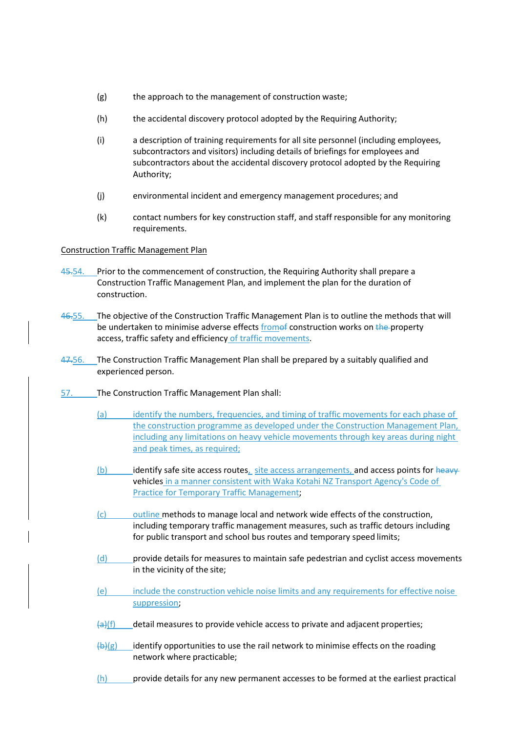(g) the approach to the management of construction waste;

(h) the accidental discovery protocol adopted by the Requiring Authority;

(i) a description of training requirements for all site personnel (including employees, subcontractors and visitors) including details of briefings for employees and subcontractors about the accidental discovery protocol adopted by the Requiring Authority;

(j) environmental incident and emergency management procedures; and

(k) contact numbers for key construction staff, and staff responsible for any monitoring requirements.

Construction Traffic Management Plan

~~45.~~54. Prior to the commencement of construction, the Requiring Authority shall prepare a Construction Traffic Management Plan, and implement the plan for the duration of construction.

~~46.~~55. The objective of the Construction Traffic Management Plan is to outline the methods that will be undertaken to minimise adverse effects from~~of~~ construction works on ~~the~~ property access, traffic safety and efficiency of traffic movements.

~~47.~~56. The Construction Traffic Management Plan shall be prepared by a suitably qualified and experienced person.

57. The Construction Traffic Management Plan shall:

(a) identify the numbers, frequencies, and timing of traffic movements for each phase of the construction programme as developed under the Construction Management Plan, including any limitations on heavy vehicle movements through key areas during night and peak times, as required;

(b) identify safe site access routes, site access arrangements, and access points for ~~heavy~~ vehicles in a manner consistent with Waka Kotahi NZ Transport Agency's Code of Practice for Temporary Traffic Management;

(c) outline methods to manage local and network wide effects of the construction, including temporary traffic management measures, such as traffic detours including for public transport and school bus routes and temporary speed limits;

(d) provide details for measures to maintain safe pedestrian and cyclist access movements in the vicinity of the site;

(e) include the construction vehicle noise limits and any requirements for effective noise suppression;

~~(a)~~(f) detail measures to provide vehicle access to private and adjacent properties;

~~(b)~~(g) identify opportunities to use the rail network to minimise effects on the roading network where practicable;

(h) provide details for any new permanent accesses to be formed at the earliest practical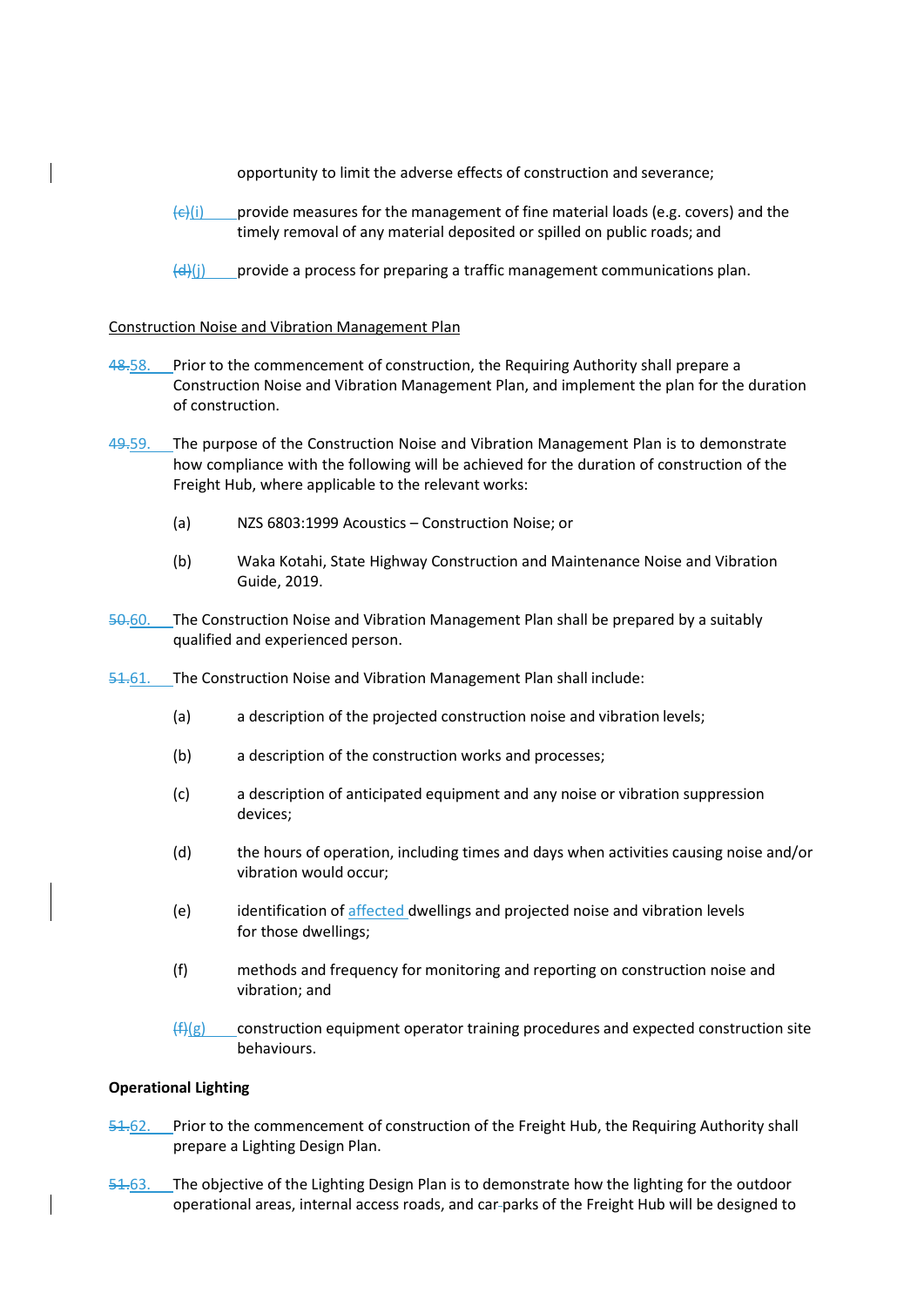opportunity to limit the adverse effects of construction and severance;

~~(c)~~(i) provide measures for the management of fine material loads (e.g. covers) and the timely removal of any material deposited or spilled on public roads; and

~~(d)~~(j) provide a process for preparing a traffic management communications plan.

<u>Construction Noise and Vibration Management Plan</u>

~~48.~~58. Prior to the commencement of construction, the Requiring Authority shall prepare a Construction Noise and Vibration Management Plan, and implement the plan for the duration of construction.

~~49.~~59. The purpose of the Construction Noise and Vibration Management Plan is to demonstrate how compliance with the following will be achieved for the duration of construction of the Freight Hub, where applicable to the relevant works:

(a) NZS 6803:1999 Acoustics – Construction Noise; or

(b) Waka Kotahi, State Highway Construction and Maintenance Noise and Vibration Guide, 2019.

~~50.~~60. The Construction Noise and Vibration Management Plan shall be prepared by a suitably qualified and experienced person.

~~51.~~61. The Construction Noise and Vibration Management Plan shall include:

(a) a description of the projected construction noise and vibration levels;

(b) a description of the construction works and processes;

(c) a description of anticipated equipment and any noise or vibration suppression devices;

(d) the hours of operation, including times and days when activities causing noise and/or vibration would occur;

(e) identification of affected dwellings and projected noise and vibration levels for those dwellings;

(f) methods and frequency for monitoring and reporting on construction noise and vibration; and

~~(f)~~(g) construction equipment operator training procedures and expected construction site behaviours.

**Operational Lighting**

~~51.~~62. Prior to the commencement of construction of the Freight Hub, the Requiring Authority shall prepare a Lighting Design Plan.

~~51.~~63. The objective of the Lighting Design Plan is to demonstrate how the lighting for the outdoor operational areas, internal access roads, and car~~-~~parks of the Freight Hub will be designed to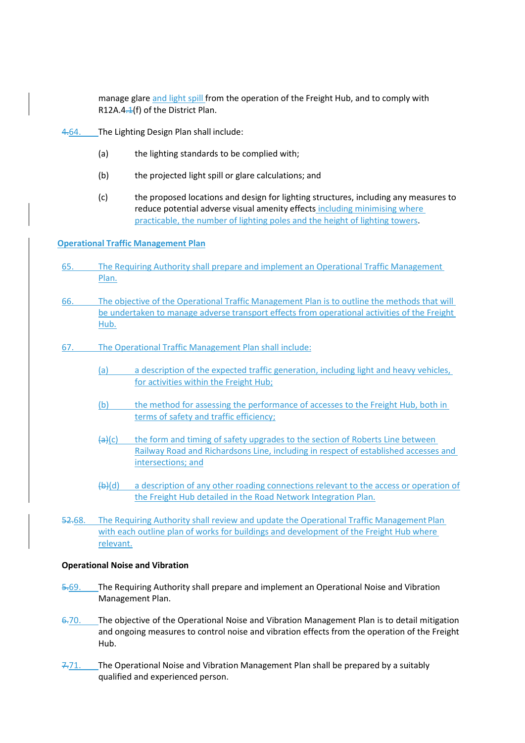manage glare and light spill from the operation of the Freight Hub, and to comply with R12A.4.1(f) of the District Plan.

4.64. The Lighting Design Plan shall include:

(a) the lighting standards to be complied with;

(b) the projected light spill or glare calculations; and

(c) the proposed locations and design for lighting structures, including any measures to reduce potential adverse visual amenity effects including minimising where practicable, the number of lighting poles and the height of lighting towers.

**Operational Traffic Management Plan**

65. The Requiring Authority shall prepare and implement an Operational Traffic Management Plan.

66. The objective of the Operational Traffic Management Plan is to outline the methods that will be undertaken to manage adverse transport effects from operational activities of the Freight Hub.

67. The Operational Traffic Management Plan shall include:

(a) a description of the expected traffic generation, including light and heavy vehicles, for activities within the Freight Hub;

(b) the method for assessing the performance of accesses to the Freight Hub, both in terms of safety and traffic efficiency;

(a)(c) the form and timing of safety upgrades to the section of Roberts Line between Railway Road and Richardsons Line, including in respect of established accesses and intersections; and

(b)(d) a description of any other roading connections relevant to the access or operation of the Freight Hub detailed in the Road Network Integration Plan.

52.68. The Requiring Authority shall review and update the Operational Traffic Management Plan with each outline plan of works for buildings and development of the Freight Hub where relevant.

**Operational Noise and Vibration**

5.69. The Requiring Authority shall prepare and implement an Operational Noise and Vibration Management Plan.

6.70. The objective of the Operational Noise and Vibration Management Plan is to detail mitigation and ongoing measures to control noise and vibration effects from the operation of the Freight Hub.

7.71. The Operational Noise and Vibration Management Plan shall be prepared by a suitably qualified and experienced person.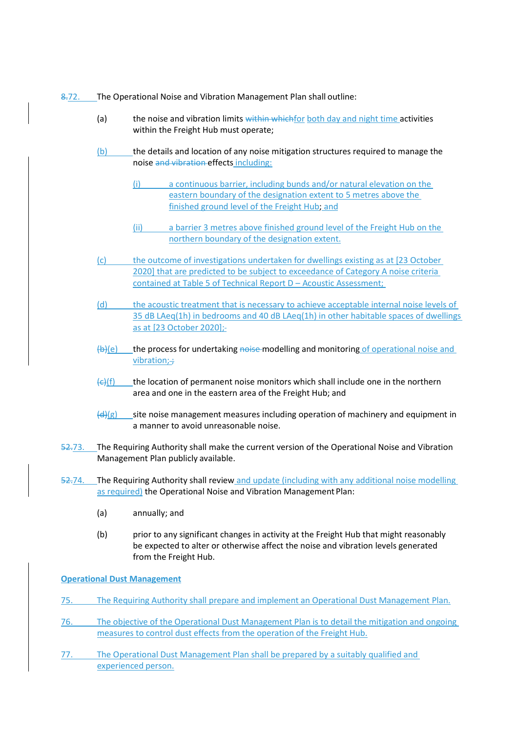~~8.~~72. The Operational Noise and Vibration Management Plan shall outline:

(a) the noise and vibration limits ~~within which~~for both day and night time activities within the Freight Hub must operate;

(b) the details and location of any noise mitigation structures required to manage the noise ~~and vibration~~ effects including:

(i) a continuous barrier, including bunds and/or natural elevation on the eastern boundary of the designation extent to 5 metres above the finished ground level of the Freight Hub; and

(ii) a barrier 3 metres above finished ground level of the Freight Hub on the northern boundary of the designation extent.

(c) the outcome of investigations undertaken for dwellings existing as at [23 October 2020] that are predicted to be subject to exceedance of Category A noise criteria contained at Table 5 of Technical Report D – Acoustic Assessment;

(d) the acoustic treatment that is necessary to achieve acceptable internal noise levels of 35 dB LAeq(1h) in bedrooms and 40 dB LAeq(1h) in other habitable spaces of dwellings as at [23 October 2020];~~-~~

~~(b)~~(e) the process for undertaking ~~noise~~ modelling and monitoring of operational noise and vibration;~~;~~

~~(c)~~(f) the location of permanent noise monitors which shall include one in the northern area and one in the eastern area of the Freight Hub; and

~~(d)~~(g) site noise management measures including operation of machinery and equipment in a manner to avoid unreasonable noise.

~~52.~~73. The Requiring Authority shall make the current version of the Operational Noise and Vibration Management Plan publicly available.

~~52.~~74. The Requiring Authority shall review and update (including with any additional noise modelling as required) the Operational Noise and Vibration Management Plan:

(a) annually; and

(b) prior to any significant changes in activity at the Freight Hub that might reasonably be expected to alter or otherwise affect the noise and vibration levels generated from the Freight Hub.

**Operational Dust Management**

75. The Requiring Authority shall prepare and implement an Operational Dust Management Plan.

76. The objective of the Operational Dust Management Plan is to detail the mitigation and ongoing measures to control dust effects from the operation of the Freight Hub.

77. The Operational Dust Management Plan shall be prepared by a suitably qualified and experienced person.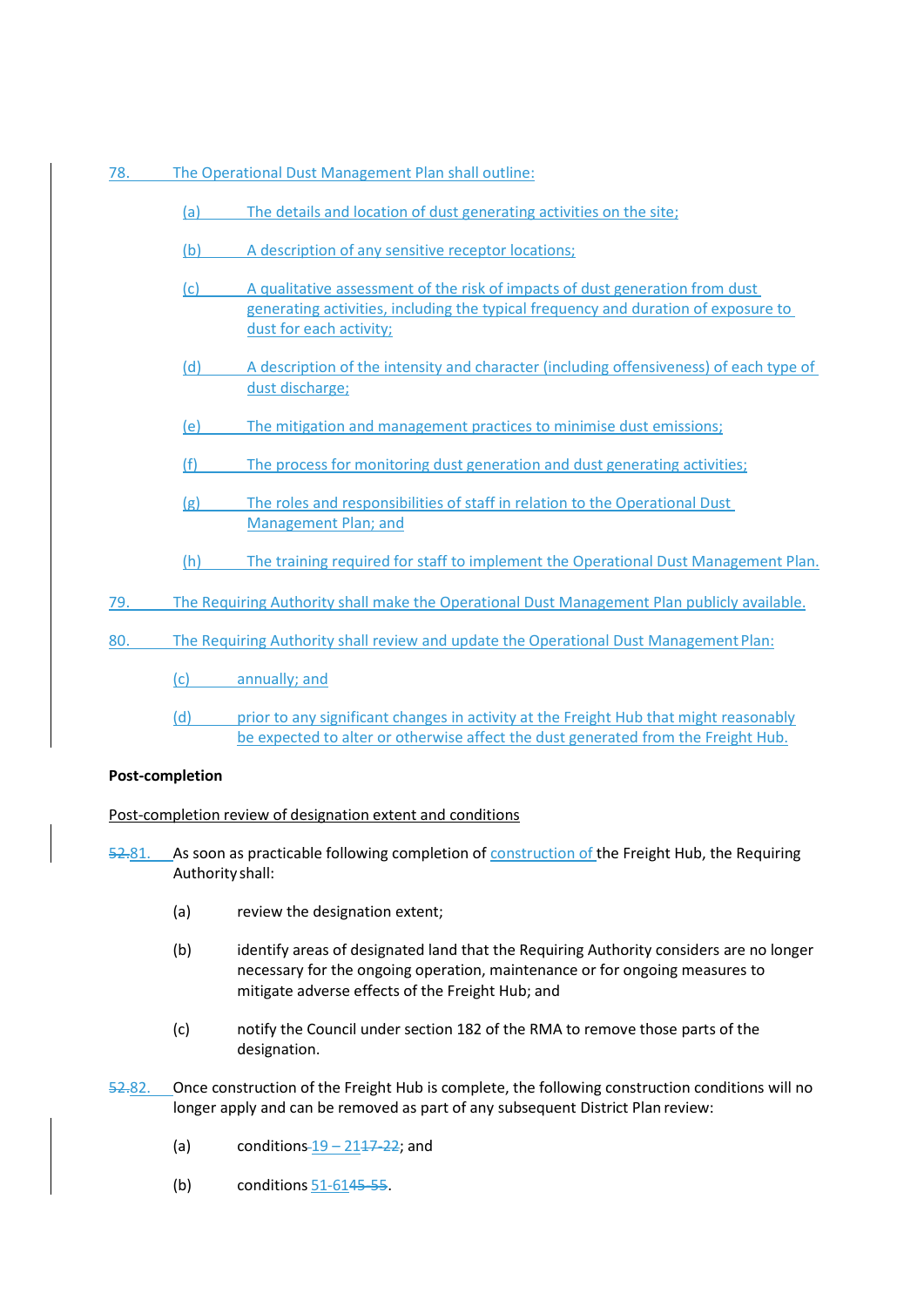78. The Operational Dust Management Plan shall outline:

(a) The details and location of dust generating activities on the site;

(b) A description of any sensitive receptor locations;

(c) A qualitative assessment of the risk of impacts of dust generation from dust generating activities, including the typical frequency and duration of exposure to dust for each activity;

(d) A description of the intensity and character (including offensiveness) of each type of dust discharge;

(e) The mitigation and management practices to minimise dust emissions;

(f) The process for monitoring dust generation and dust generating activities;

(g) The roles and responsibilities of staff in relation to the Operational Dust Management Plan; and

(h) The training required for staff to implement the Operational Dust Management Plan.

79. The Requiring Authority shall make the Operational Dust Management Plan publicly available.

80. The Requiring Authority shall review and update the Operational Dust Management Plan:

(c) annually; and

(d) prior to any significant changes in activity at the Freight Hub that might reasonably be expected to alter or otherwise affect the dust generated from the Freight Hub.

**Post-completion**

Post-completion review of designation extent and conditions

~~52.~~81. As soon as practicable following completion of construction of the Freight Hub, the Requiring Authority shall:

(a) review the designation extent;

(b) identify areas of designated land that the Requiring Authority considers are no longer necessary for the ongoing operation, maintenance or for ongoing measures to mitigate adverse effects of the Freight Hub; and

(c) notify the Council under section 182 of the RMA to remove those parts of the designation.

~~52.~~82. Once construction of the Freight Hub is complete, the following construction conditions will no longer apply and can be removed as part of any subsequent District Plan review:

(a) conditions ~~17-22~~ 19 – 21; and

(b) conditions ~~45-55~~ 51-61.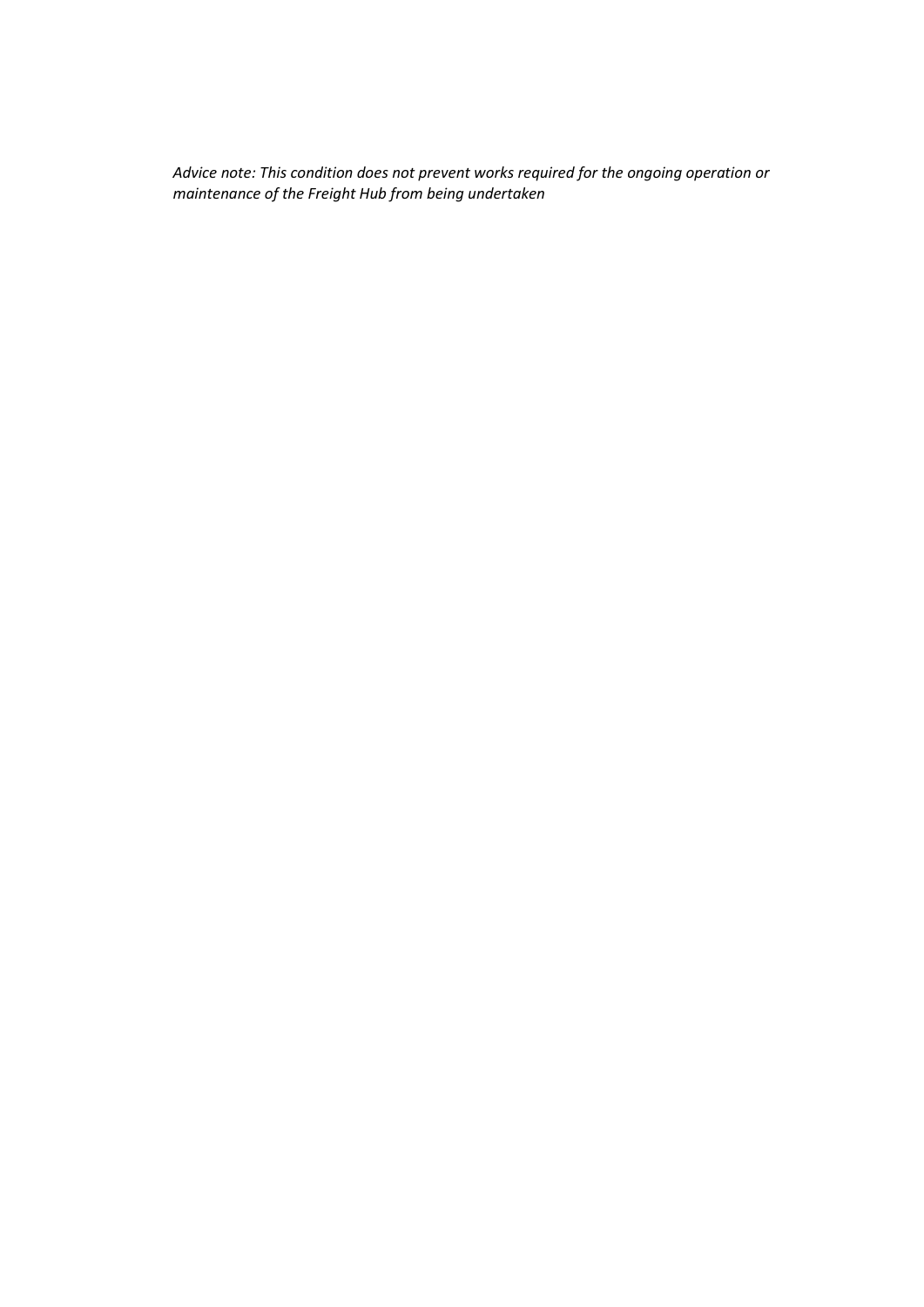*Advice note: This condition does not prevent works required for the ongoing operation or maintenance of the Freight Hub from being undertaken*